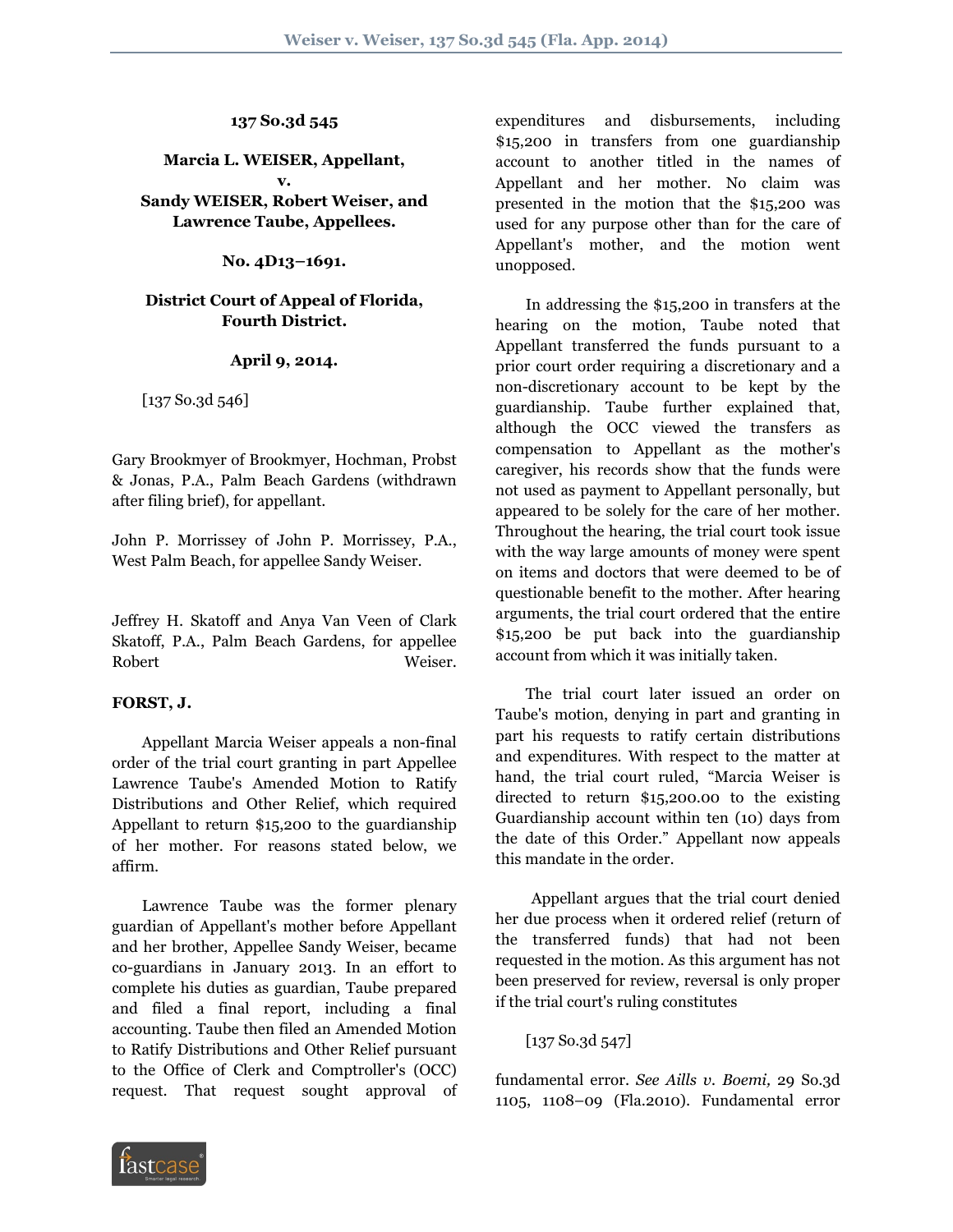**137 So.3d 545**

**Marcia L. WEISER, Appellant,**
**v.**
**Sandy WEISER, Robert Weiser, and Lawrence Taube, Appellees.**

**No. 4D13–1691.**

**District Court of Appeal of Florida, Fourth District.**

**April 9, 2014.**

[137 So.3d 546]

Gary Brookmyer of Brookmyer, Hochman, Probst & Jonas, P.A., Palm Beach Gardens (withdrawn after filing brief), for appellant.

John P. Morrissey of John P. Morrissey, P.A., West Palm Beach, for appellee Sandy Weiser.

Jeffrey H. Skatoff and Anya Van Veen of Clark Skatoff, P.A., Palm Beach Gardens, for appellee Robert Weiser.

**FORST, J.**

Appellant Marcia Weiser appeals a non-final order of the trial court granting in part Appellee Lawrence Taube's Amended Motion to Ratify Distributions and Other Relief, which required Appellant to return $15,200 to the guardianship of her mother. For reasons stated below, we affirm.

Lawrence Taube was the former plenary guardian of Appellant's mother before Appellant and her brother, Appellee Sandy Weiser, became co-guardians in January 2013. In an effort to complete his duties as guardian, Taube prepared and filed a final report, including a final accounting. Taube then filed an Amended Motion to Ratify Distributions and Other Relief pursuant to the Office of Clerk and Comptroller's (OCC) request. That request sought approval of expenditures and disbursements, including $15,200 in transfers from one guardianship account to another titled in the names of Appellant and her mother. No claim was presented in the motion that the $15,200 was used for any purpose other than for the care of Appellant's mother, and the motion went unopposed.

In addressing the $15,200 in transfers at the hearing on the motion, Taube noted that Appellant transferred the funds pursuant to a prior court order requiring a discretionary and a non-discretionary account to be kept by the guardianship. Taube further explained that, although the OCC viewed the transfers as compensation to Appellant as the mother's caregiver, his records show that the funds were not used as payment to Appellant personally, but appeared to be solely for the care of her mother. Throughout the hearing, the trial court took issue with the way large amounts of money were spent on items and doctors that were deemed to be of questionable benefit to the mother. After hearing arguments, the trial court ordered that the entire $15,200 be put back into the guardianship account from which it was initially taken.

The trial court later issued an order on Taube's motion, denying in part and granting in part his requests to ratify certain distributions and expenditures. With respect to the matter at hand, the trial court ruled, "Marcia Weiser is directed to return $15,200.00 to the existing Guardianship account within ten (10) days from the date of this Order." Appellant now appeals this mandate in the order.

Appellant argues that the trial court denied her due process when it ordered relief (return of the transferred funds) that had not been requested in the motion. As this argument has not been preserved for review, reversal is only proper if the trial court's ruling constitutes

[137 So.3d 547]

fundamental error. *See Aills v. Boemi,* 29 So.3d 1105, 1108–09 (Fla.2010). Fundamental error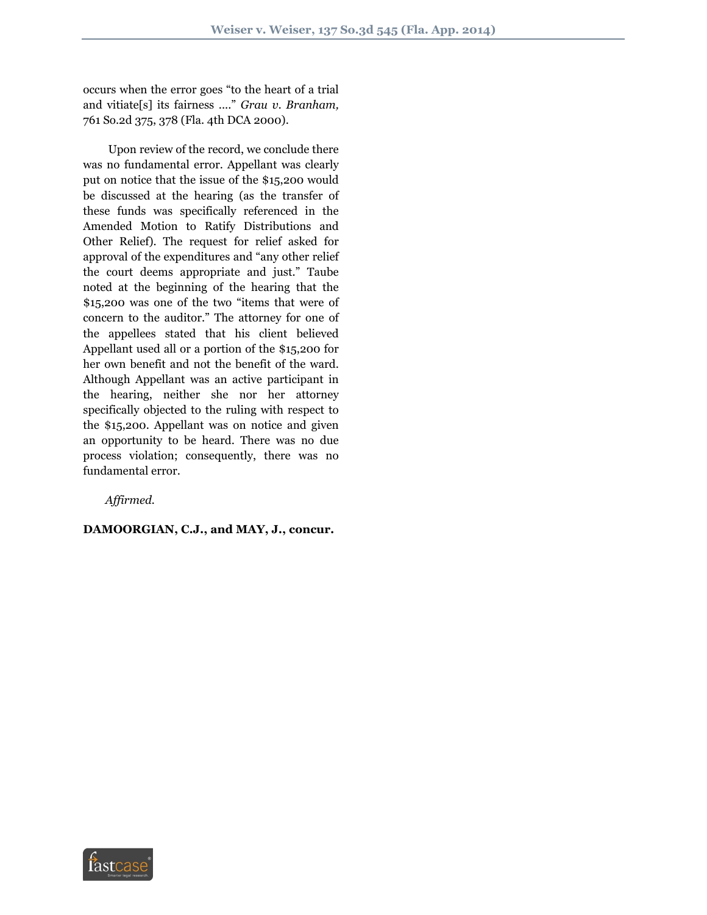occurs when the error goes "to the heart of a trial and vitiate[s] its fairness ...." *Grau v. Branham,* 761 So.2d 375, 378 (Fla. 4th DCA 2000).

Upon review of the record, we conclude there was no fundamental error. Appellant was clearly put on notice that the issue of the $15,200 would be discussed at the hearing (as the transfer of these funds was specifically referenced in the Amended Motion to Ratify Distributions and Other Relief). The request for relief asked for approval of the expenditures and "any other relief the court deems appropriate and just." Taube noted at the beginning of the hearing that the $15,200 was one of the two "items that were of concern to the auditor." The attorney for one of the appellees stated that his client believed Appellant used all or a portion of the $15,200 for her own benefit and not the benefit of the ward. Although Appellant was an active participant in the hearing, neither she nor her attorney specifically objected to the ruling with respect to the $15,200. Appellant was on notice and given an opportunity to be heard. There was no due process violation; consequently, there was no fundamental error.

*Affirmed.*

**DAMOORGIAN, C.J., and MAY, J., concur.**